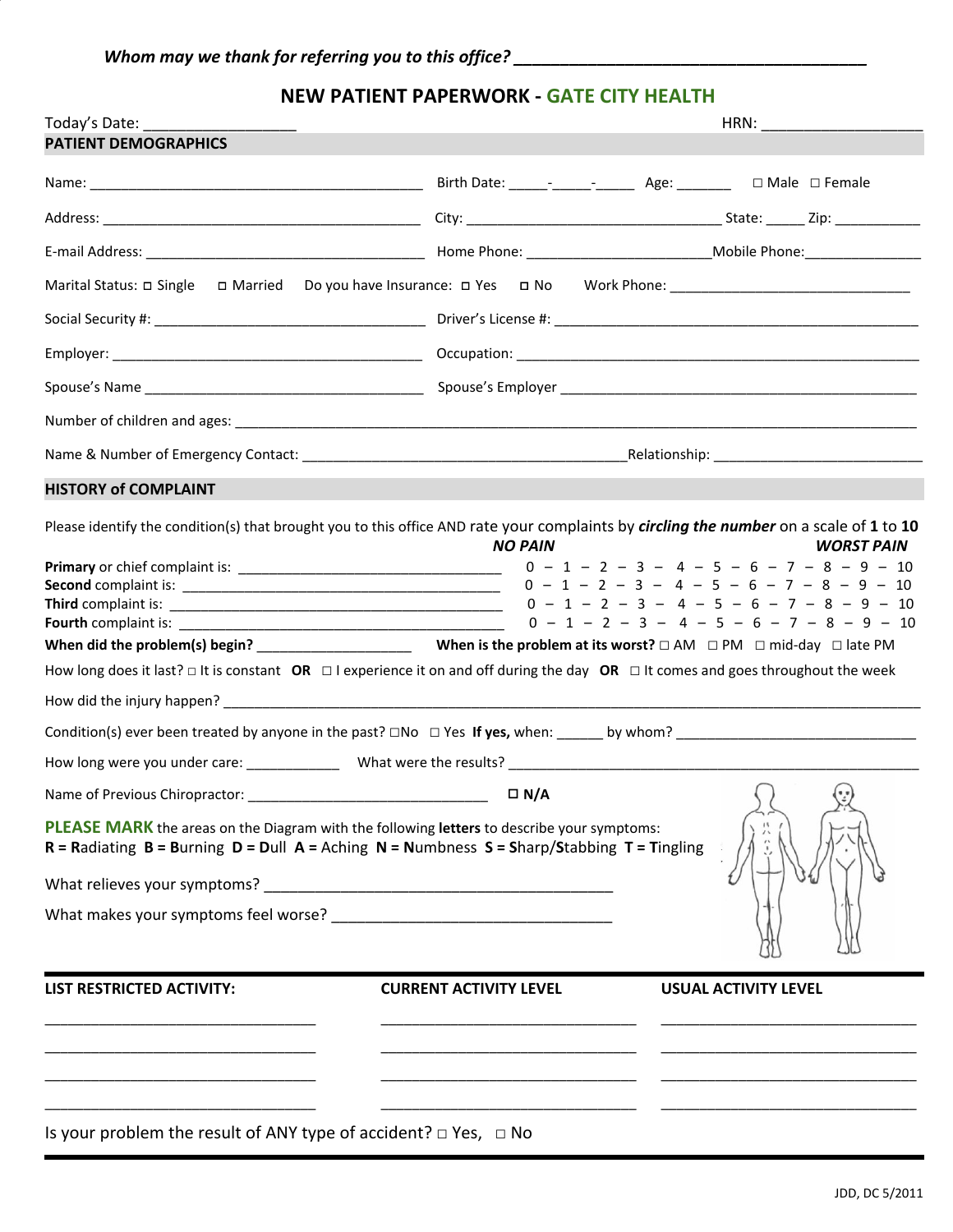*Whom may we thank for referring you to this office?* ________________________________________

## NEW PATIENT PAPERWORK - GATE CITY HEALTH

Today's Date: _________________ HRN: ___________________

### PATIENT DEMOGRAPHICS

Name: ____________________________________________ Birth Date: _____-_____-_____ Age: _______ ☐ Male ☐ Female

Address: _________________________________________ City: _________________________________ State: _____ Zip: ___________

E-mail Address: ______________________________________ Home Phone: _______________________ Mobile Phone: _______________

Marital Status: ☐ Single ☐ Married Do you have Insurance: ☐ Yes ☐ No Work Phone: _______________________________

Social Security #: ___________________________________ Driver's License #: _______________________________________________

Employer: _________________________________________ Occupation: ____________________________________________________

Spouse's Name _____________________________________ Spouse's Employer _______________________________________________

Number of children and ages: ___________________________________________________________________________________

Name & Number of Emergency Contact: ________________________________________ Relationship: ___________________________

### HISTORY of COMPLAINT

Please identify the condition(s) that brought you to this office AND rate your complaints by ***circling the number*** on a scale of **1** to **10**

| | ***NO PAIN*** ... ***WORST PAIN*** |
|---|---|
| **Primary** or chief complaint is: _________________________________ | 0 – 1 – 2 – 3 – 4 – 5 – 6 – 7 – 8 – 9 – 10 |
| **Second** complaint is: __________________________________________ | 0 – 1 – 2 – 3 – 4 – 5 – 6 – 7 – 8 – 9 – 10 |
| **Third** complaint is: ____________________________________________ | 0 – 1 – 2 – 3 – 4 – 5 – 6 – 7 – 8 – 9 – 10 |
| **Fourth** complaint is: ___________________________________________ | 0 – 1 – 2 – 3 – 4 – 5 – 6 – 7 – 8 – 9 – 10 |

**When did the problem(s) begin?** ____________________ **When is the problem at its worst?** ☐ AM ☐ PM ☐ mid-day ☐ late PM

How long does it last? ☐ It is constant **OR** ☐ I experience it on and off during the day **OR** ☐ It comes and goes throughout the week

How did the injury happen? _____________________________________________________________________________________

Condition(s) ever been treated by anyone in the past? ☐No ☐ Yes **If yes,** when: ______ by whom? _______________________________

How long were you under care: ____________ What were the results? ______________________________________________________

Name of Previous Chiropractor: _______________________________ ☐ **N/A**

**PLEASE MARK** the areas on the Diagram with the following **letters** to describe your symptoms:
**R** = **R**adiating **B** = **B**urning **D** = **D**ull **A** = Aching **N** = **N**umbness **S** = **S**harp/**S**tabbing **T** = **T**ingling

What relieves your symptoms? ___________________________________________

What makes your symptoms feel worse? ___________________________________

| LIST RESTRICTED ACTIVITY: | CURRENT ACTIVITY LEVEL | USUAL ACTIVITY LEVEL |
|---|---|---|
| ________________________ | ________________________ | ________________________ |
| ________________________ | ________________________ | ________________________ |
| ________________________ | ________________________ | ________________________ |
| ________________________ | ________________________ | ________________________ |

Is your problem the result of ANY type of accident? ☐ Yes, ☐ No

JDD, DC 5/2011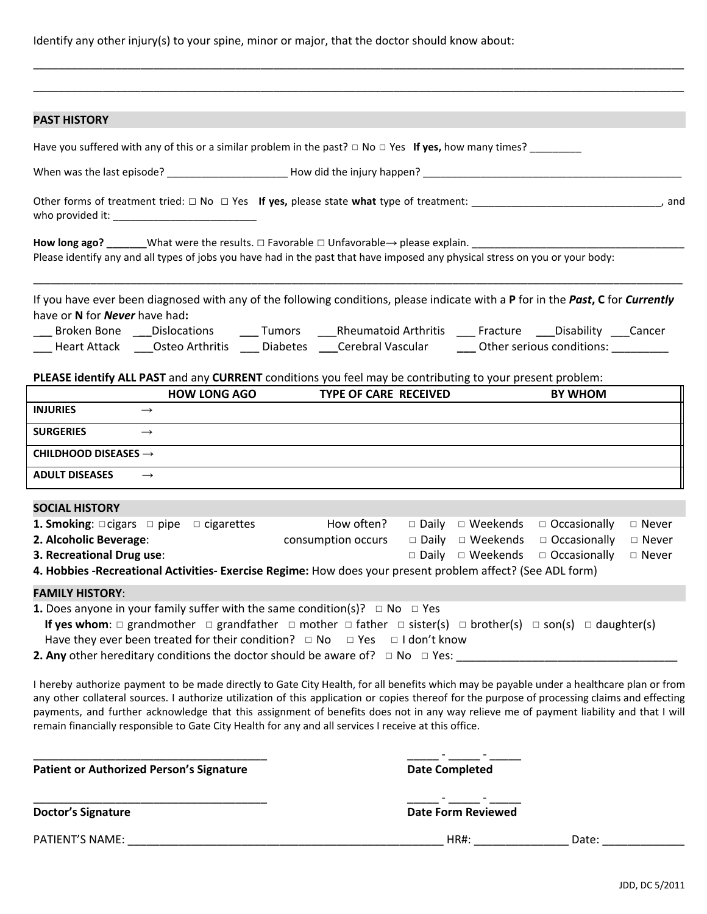Identify any other injury(s) to your spine, minor or major, that the doctor should know about:

______________________________________________________________________________________________

______________________________________________________________________________________________

## PAST HISTORY

Have you suffered with any of this or a similar problem in the past? □ No □ Yes **If yes,** how many times? _________

When was the last episode? _____________________ How did the injury happen? _______________________________________________

Other forms of treatment tried: □ No □ Yes **If yes,** please state **what** type of treatment: _________________________________, and who provided it: _________________________

**How long ago? _______**What were the results. □ Favorable □ Unfavorable→ please explain. ______________________________________

Please identify any and all types of jobs you have had in the past that have imposed any physical stress on you or your body:

______________________________________________________________________________________________

If you have ever been diagnosed with any of the following conditions, please indicate with a **P** for in the ***Past*****, C** for ***Currently*** have or **N** for ***Never*** have had**:**

___ Broken Bone ___Dislocations ___ Tumors ___Rheumatoid Arthritis ___ Fracture ___Disability ___Cancer
___ Heart Attack ___Osteo Arthritis ___ Diabetes ___Cerebral Vascular ___ Other serious conditions: _________

**PLEASE identify ALL PAST** and any **CURRENT** conditions you feel may be contributing to your present problem:

| | HOW LONG AGO | TYPE OF CARE RECEIVED | BY WHOM |
|---|---|---|---|
| **INJURIES** → | | | |
| **SURGERIES** → | | | |
| **CHILDHOOD DISEASES** → | | | |
| **ADULT DISEASES** → | | | |

## SOCIAL HISTORY

**1. Smoking**: □cigars □ pipe □ cigarettes How often? □ Daily □ Weekends □ Occasionally □ Never
**2. Alcoholic Beverage**: consumption occurs □ Daily □ Weekends □ Occasionally □ Never
**3. Recreational Drug use**: □ Daily □ Weekends □ Occasionally □ Never
**4. Hobbies -Recreational Activities- Exercise Regime:** How does your present problem affect? (See ADL form)

## FAMILY HISTORY:

**1.** Does anyone in your family suffer with the same condition(s)? □ No □ Yes
**If yes whom**: □ grandmother □ grandfather □ mother □ father □ sister(s) □ brother(s) □ son(s) □ daughter(s)
Have they ever been treated for their condition? □ No □ Yes □ I don't know
**2. Any** other hereditary conditions the doctor should be aware of? □ No □ Yes: ___________________________________

I hereby authorize payment to be made directly to Gate City Health, for all benefits which may be payable under a healthcare plan or from any other collateral sources. I authorize utilization of this application or copies thereof for the purpose of processing claims and effecting payments, and further acknowledge that this assignment of benefits does not in any way relieve me of payment liability and that I will remain financially responsible to Gate City Health for any and all services I receive at this office.

______________________________________ _____ - _____ - _____
**Patient or Authorized Person's Signature** **Date Completed**

______________________________________ _____ - _____ - _____
**Doctor's Signature** **Date Form Reviewed**

PATIENT'S NAME: ___________________________________________________ HR#: _______________ Date: _____________

JDD, DC 5/2011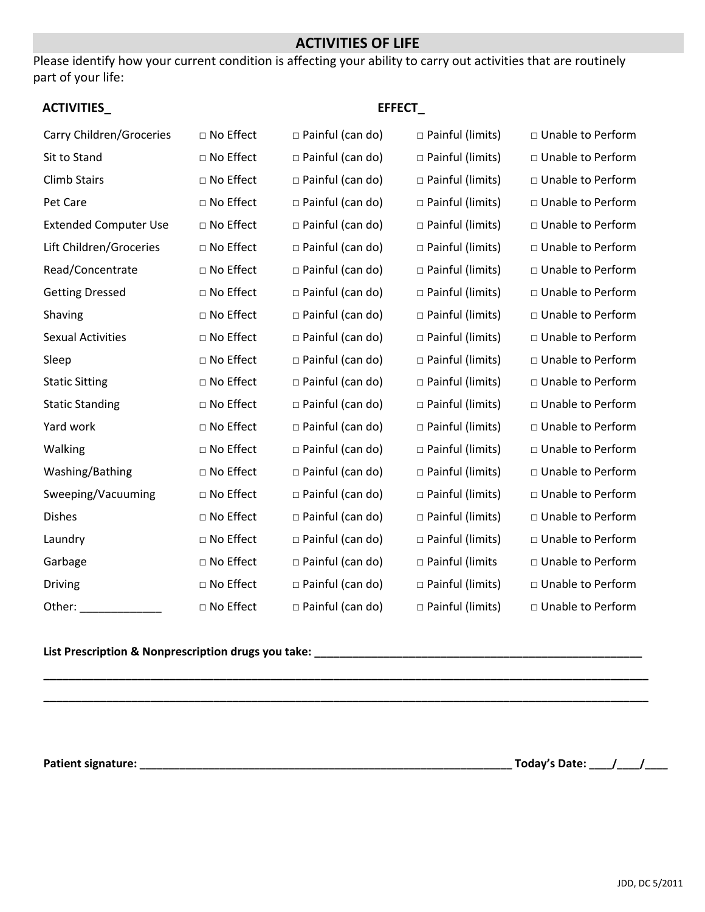## ACTIVITIES OF LIFE

Please identify how your current condition is affecting your ability to carry out activities that are routinely part of your life:

| ACTIVITIES_ | EFFECT_ | | | |
|---|---|---|---|---|
| Carry Children/Groceries | □ No Effect | □ Painful (can do) | □ Painful (limits) | □ Unable to Perform |
| Sit to Stand | □ No Effect | □ Painful (can do) | □ Painful (limits) | □ Unable to Perform |
| Climb Stairs | □ No Effect | □ Painful (can do) | □ Painful (limits) | □ Unable to Perform |
| Pet Care | □ No Effect | □ Painful (can do) | □ Painful (limits) | □ Unable to Perform |
| Extended Computer Use | □ No Effect | □ Painful (can do) | □ Painful (limits) | □ Unable to Perform |
| Lift Children/Groceries | □ No Effect | □ Painful (can do) | □ Painful (limits) | □ Unable to Perform |
| Read/Concentrate | □ No Effect | □ Painful (can do) | □ Painful (limits) | □ Unable to Perform |
| Getting Dressed | □ No Effect | □ Painful (can do) | □ Painful (limits) | □ Unable to Perform |
| Shaving | □ No Effect | □ Painful (can do) | □ Painful (limits) | □ Unable to Perform |
| Sexual Activities | □ No Effect | □ Painful (can do) | □ Painful (limits) | □ Unable to Perform |
| Sleep | □ No Effect | □ Painful (can do) | □ Painful (limits) | □ Unable to Perform |
| Static Sitting | □ No Effect | □ Painful (can do) | □ Painful (limits) | □ Unable to Perform |
| Static Standing | □ No Effect | □ Painful (can do) | □ Painful (limits) | □ Unable to Perform |
| Yard work | □ No Effect | □ Painful (can do) | □ Painful (limits) | □ Unable to Perform |
| Walking | □ No Effect | □ Painful (can do) | □ Painful (limits) | □ Unable to Perform |
| Washing/Bathing | □ No Effect | □ Painful (can do) | □ Painful (limits) | □ Unable to Perform |
| Sweeping/Vacuuming | □ No Effect | □ Painful (can do) | □ Painful (limits) | □ Unable to Perform |
| Dishes | □ No Effect | □ Painful (can do) | □ Painful (limits) | □ Unable to Perform |
| Laundry | □ No Effect | □ Painful (can do) | □ Painful (limits) | □ Unable to Perform |
| Garbage | □ No Effect | □ Painful (can do) | □ Painful (limits | □ Unable to Perform |
| Driving | □ No Effect | □ Painful (can do) | □ Painful (limits) | □ Unable to Perform |
| Other: _____________ | □ No Effect | □ Painful (can do) | □ Painful (limits) | □ Unable to Perform |

**List Prescription & Nonprescription drugs you take:** _____________________________________________________

_____________________________________________________________________________________________

_____________________________________________________________________________________________

**Patient signature:** _____________________________________________________________ **Today's Date:** ____/____/____

JDD, DC 5/2011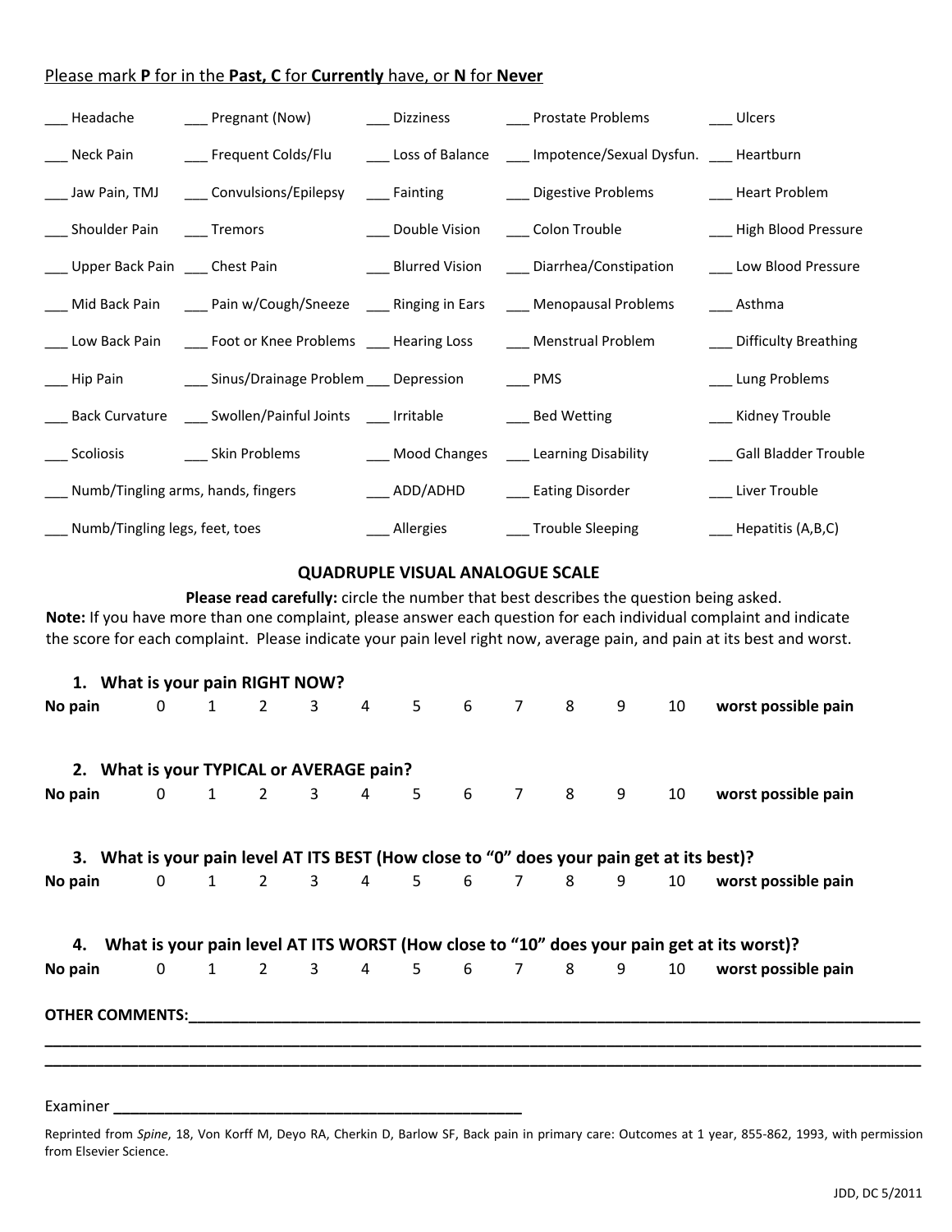Please mark **P** for in the **Past, C** for **Currently** have, or **N** for **Never**

| | | | | |
|---|---|---|---|---|
| ___ Headache | ___ Pregnant (Now) | ___ Dizziness | ___ Prostate Problems | ___ Ulcers |
| ___ Neck Pain | ___ Frequent Colds/Flu | ___ Loss of Balance | ___ Impotence/Sexual Dysfun. | ___ Heartburn |
| ___ Jaw Pain, TMJ | ___ Convulsions/Epilepsy | ___ Fainting | ___ Digestive Problems | ___ Heart Problem |
| ___ Shoulder Pain | ___ Tremors | ___ Double Vision | ___ Colon Trouble | ___ High Blood Pressure |
| ___ Upper Back Pain | ___ Chest Pain | ___ Blurred Vision | ___ Diarrhea/Constipation | ___ Low Blood Pressure |
| ___ Mid Back Pain | ___ Pain w/Cough/Sneeze | ___ Ringing in Ears | ___ Menopausal Problems | ___ Asthma |
| ___ Low Back Pain | ___ Foot or Knee Problems | ___ Hearing Loss | ___ Menstrual Problem | ___ Difficulty Breathing |
| ___ Hip Pain | ___ Sinus/Drainage Problem | ___ Depression | ___ PMS | ___ Lung Problems |
| ___ Back Curvature | ___ Swollen/Painful Joints | ___ Irritable | ___ Bed Wetting | ___ Kidney Trouble |
| ___ Scoliosis | ___ Skin Problems | ___ Mood Changes | ___ Learning Disability | ___ Gall Bladder Trouble |
| ___ Numb/Tingling arms, hands, fingers | | ___ ADD/ADHD | ___ Eating Disorder | ___ Liver Trouble |
| ___ Numb/Tingling legs, feet, toes | | ___ Allergies | ___ Trouble Sleeping | ___ Hepatitis (A,B,C) |

## QUADRUPLE VISUAL ANALOGUE SCALE

**Please read carefully:** circle the number that best describes the question being asked.

**Note:** If you have more than one complaint, please answer each question for each individual complaint and indicate the score for each complaint. Please indicate your pain level right now, average pain, and pain at its best and worst.

1. **What is your pain RIGHT NOW?**

**No pain** 0 1 2 3 4 5 6 7 8 9 10 **worst possible pain**

2. **What is your TYPICAL or AVERAGE pain?**

**No pain** 0 1 2 3 4 5 6 7 8 9 10 **worst possible pain**

3. **What is your pain level AT ITS BEST (How close to "0" does your pain get at its best)?**

**No pain** 0 1 2 3 4 5 6 7 8 9 10 **worst possible pain**

4. **What is your pain level AT ITS WORST (How close to "10" does your pain get at its worst)?**

**No pain** 0 1 2 3 4 5 6 7 8 9 10 **worst possible pain**

**OTHER COMMENTS:**___________________________________________________________________________

______________________________________________________________________________________________

______________________________________________________________________________________________

Examiner ______________________________________________

Reprinted from *Spine*, 18, Von Korff M, Deyo RA, Cherkin D, Barlow SF, Back pain in primary care: Outcomes at 1 year, 855-862, 1993, with permission from Elsevier Science.

JDD, DC 5/2011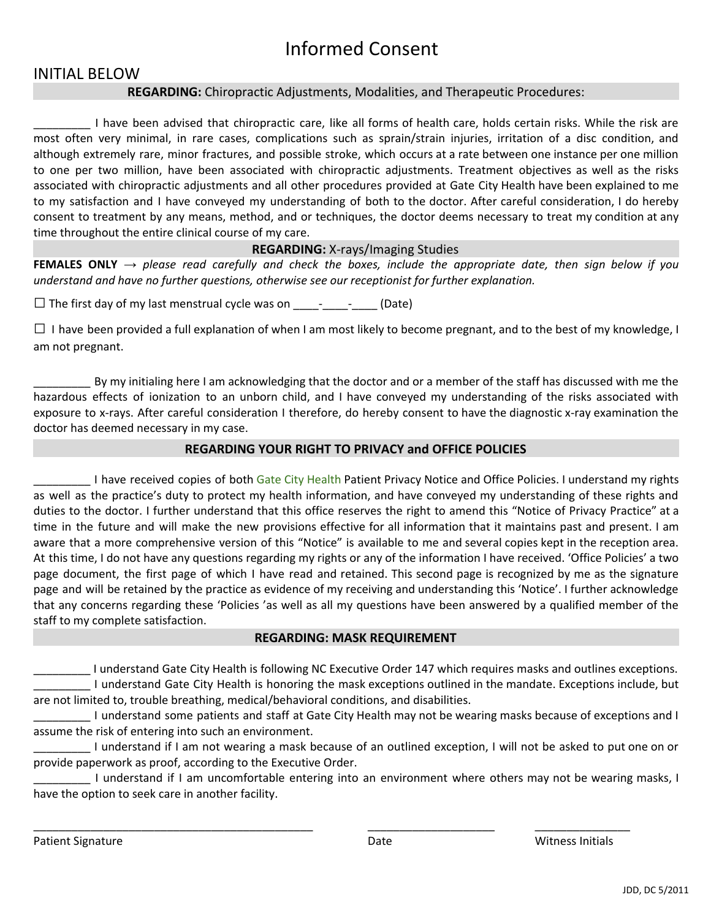# Informed Consent

## INITIAL BELOW

**REGARDING:** Chiropractic Adjustments, Modalities, and Therapeutic Procedures:

_________ I have been advised that chiropractic care, like all forms of health care, holds certain risks. While the risk are most often very minimal, in rare cases, complications such as sprain/strain injuries, irritation of a disc condition, and although extremely rare, minor fractures, and possible stroke, which occurs at a rate between one instance per one million to one per two million, have been associated with chiropractic adjustments. Treatment objectives as well as the risks associated with chiropractic adjustments and all other procedures provided at Gate City Health have been explained to me to my satisfaction and I have conveyed my understanding of both to the doctor. After careful consideration, I do hereby consent to treatment by any means, method, and or techniques, the doctor deems necessary to treat my condition at any time throughout the entire clinical course of my care.

**REGARDING:** X-rays/Imaging Studies

**FEMALES ONLY** → *please read carefully and check the boxes, include the appropriate date, then sign below if you understand and have no further questions, otherwise see our receptionist for further explanation.*

☐ The first day of my last menstrual cycle was on ____-____-____ (Date)

☐ I have been provided a full explanation of when I am most likely to become pregnant, and to the best of my knowledge, I am not pregnant.

_________ By my initialing here I am acknowledging that the doctor and or a member of the staff has discussed with me the hazardous effects of ionization to an unborn child, and I have conveyed my understanding of the risks associated with exposure to x-rays. After careful consideration I therefore, do hereby consent to have the diagnostic x-ray examination the doctor has deemed necessary in my case.

**REGARDING YOUR RIGHT TO PRIVACY and OFFICE POLICIES**

_________ I have received copies of both Gate City Health Patient Privacy Notice and Office Policies. I understand my rights as well as the practice's duty to protect my health information, and have conveyed my understanding of these rights and duties to the doctor. I further understand that this office reserves the right to amend this "Notice of Privacy Practice" at a time in the future and will make the new provisions effective for all information that it maintains past and present. I am aware that a more comprehensive version of this "Notice" is available to me and several copies kept in the reception area. At this time, I do not have any questions regarding my rights or any of the information I have received. 'Office Policies' a two page document, the first page of which I have read and retained. This second page is recognized by me as the signature page and will be retained by the practice as evidence of my receiving and understanding this 'Notice'. I further acknowledge that any concerns regarding these 'Policies 'as well as all my questions have been answered by a qualified member of the staff to my complete satisfaction.

**REGARDING: MASK REQUIREMENT**

_________ I understand Gate City Health is following NC Executive Order 147 which requires masks and outlines exceptions.
_________ I understand Gate City Health is honoring the mask exceptions outlined in the mandate. Exceptions include, but are not limited to, trouble breathing, medical/behavioral conditions, and disabilities.
_________ I understand some patients and staff at Gate City Health may not be wearing masks because of exceptions and I assume the risk of entering into such an environment.
_________ I understand if I am not wearing a mask because of an outlined exception, I will not be asked to put one on or provide paperwork as proof, according to the Executive Order.
_________ I understand if I am uncomfortable entering into an environment where others may not be wearing masks, I have the option to seek care in another facility.

_____________________________________________ Patient Signature

____________________ Date

_______________ Witness Initials

JDD, DC 5/2011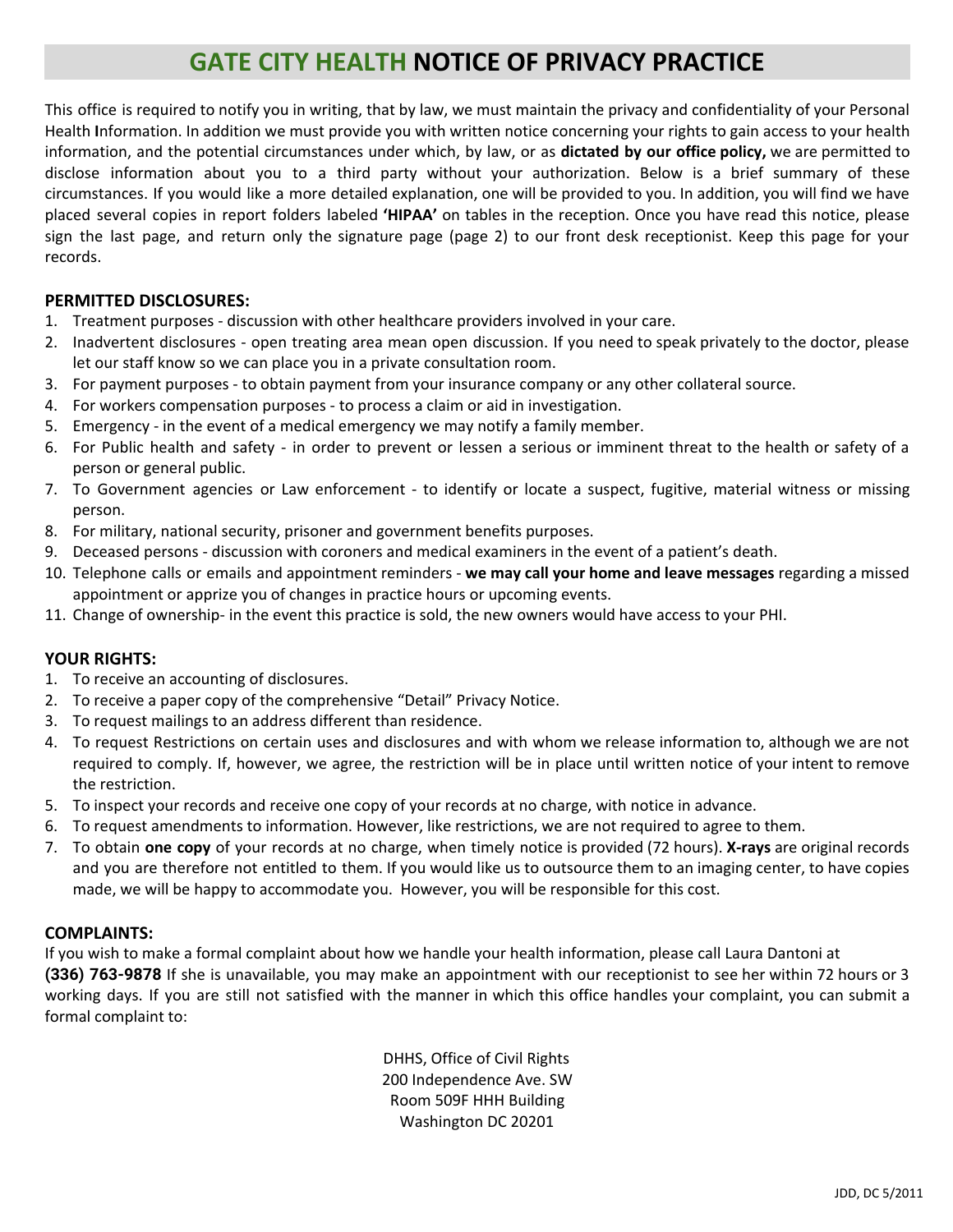# GATE CITY HEALTH NOTICE OF PRIVACY PRACTICE

This office is required to notify you in writing, that by law, we must maintain the privacy and confidentiality of your Personal Health **I**nformation. In addition we must provide you with written notice concerning your rights to gain access to your health information, and the potential circumstances under which, by law, or as **dictated by our office policy,** we are permitted to disclose information about you to a third party without your authorization. Below is a brief summary of these circumstances. If you would like a more detailed explanation, one will be provided to you. In addition, you will find we have placed several copies in report folders labeled **'HIPAA'** on tables in the reception. Once you have read this notice, please sign the last page, and return only the signature page (page 2) to our front desk receptionist. Keep this page for your records.

**PERMITTED DISCLOSURES:**

1. Treatment purposes - discussion with other healthcare providers involved in your care.
2. Inadvertent disclosures - open treating area mean open discussion. If you need to speak privately to the doctor, please let our staff know so we can place you in a private consultation room.
3. For payment purposes - to obtain payment from your insurance company or any other collateral source.
4. For workers compensation purposes - to process a claim or aid in investigation.
5. Emergency - in the event of a medical emergency we may notify a family member.
6. For Public health and safety - in order to prevent or lessen a serious or imminent threat to the health or safety of a person or general public.
7. To Government agencies or Law enforcement - to identify or locate a suspect, fugitive, material witness or missing person.
8. For military, national security, prisoner and government benefits purposes.
9. Deceased persons - discussion with coroners and medical examiners in the event of a patient's death.
10. Telephone calls or emails and appointment reminders - **we may call your home and leave messages** regarding a missed appointment or apprize you of changes in practice hours or upcoming events.
11. Change of ownership- in the event this practice is sold, the new owners would have access to your PHI.

**YOUR RIGHTS:**

1. To receive an accounting of disclosures.
2. To receive a paper copy of the comprehensive "Detail" Privacy Notice.
3. To request mailings to an address different than residence.
4. To request Restrictions on certain uses and disclosures and with whom we release information to, although we are not required to comply. If, however, we agree, the restriction will be in place until written notice of your intent to remove the restriction.
5. To inspect your records and receive one copy of your records at no charge, with notice in advance.
6. To request amendments to information. However, like restrictions, we are not required to agree to them.
7. To obtain **one copy** of your records at no charge, when timely notice is provided (72 hours). **X-rays** are original records and you are therefore not entitled to them. If you would like us to outsource them to an imaging center, to have copies made, we will be happy to accommodate you. However, you will be responsible for this cost.

**COMPLAINTS:**

If you wish to make a formal complaint about how we handle your health information, please call Laura Dantoni at **(336) 763-9878** If she is unavailable, you may make an appointment with our receptionist to see her within 72 hours or 3 working days. If you are still not satisfied with the manner in which this office handles your complaint, you can submit a formal complaint to:

DHHS, Office of Civil Rights
200 Independence Ave. SW
Room 509F HHH Building
Washington DC 20201

JDD, DC 5/2011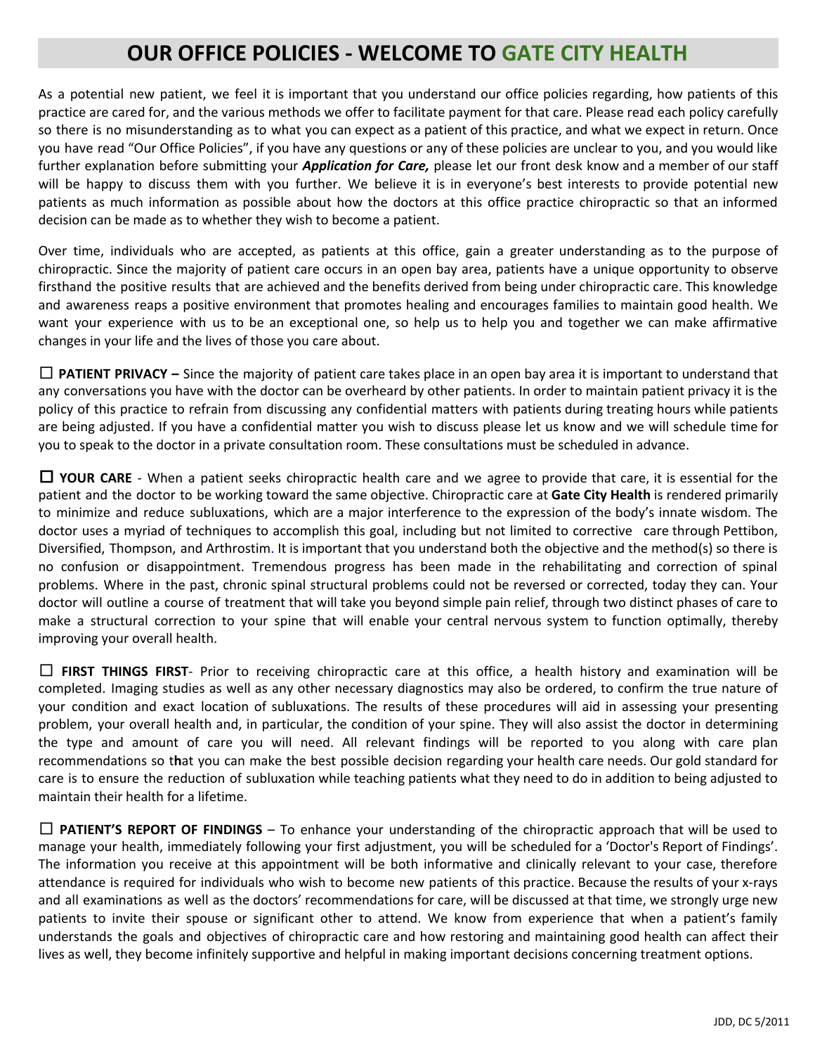# OUR OFFICE POLICIES - WELCOME TO GATE CITY HEALTH

As a potential new patient, we feel it is important that you understand our office policies regarding, how patients of this practice are cared for, and the various methods we offer to facilitate payment for that care. Please read each policy carefully so there is no misunderstanding as to what you can expect as a patient of this practice, and what we expect in return. Once you have read "Our Office Policies", if you have any questions or any of these policies are unclear to you, and you would like further explanation before submitting your ***Application for Care,*** please let our front desk know and a member of our staff will be happy to discuss them with you further. We believe it is in everyone's best interests to provide potential new patients as much information as possible about how the doctors at this office practice chiropractic so that an informed decision can be made as to whether they wish to become a patient.

Over time, individuals who are accepted, as patients at this office, gain a greater understanding as to the purpose of chiropractic. Since the majority of patient care occurs in an open bay area, patients have a unique opportunity to observe firsthand the positive results that are achieved and the benefits derived from being under chiropractic care. This knowledge and awareness reaps a positive environment that promotes healing and encourages families to maintain good health. We want your experience with us to be an exceptional one, so help us to help you and together we can make affirmative changes in your life and the lives of those you care about.

☐ **PATIENT PRIVACY –** Since the majority of patient care takes place in an open bay area it is important to understand that any conversations you have with the doctor can be overheard by other patients. In order to maintain patient privacy it is the policy of this practice to refrain from discussing any confidential matters with patients during treating hours while patients are being adjusted. If you have a confidential matter you wish to discuss please let us know and we will schedule time for you to speak to the doctor in a private consultation room. These consultations must be scheduled in advance.

☐ **YOUR CARE** - When a patient seeks chiropractic health care and we agree to provide that care, it is essential for the patient and the doctor to be working toward the same objective. Chiropractic care at **Gate City Health** is rendered primarily to minimize and reduce subluxations, which are a major interference to the expression of the body's innate wisdom. The doctor uses a myriad of techniques to accomplish this goal, including but not limited to corrective care through Pettibon, Diversified, Thompson, and Arthrostim. It is important that you understand both the objective and the method(s) so there is no confusion or disappointment. Tremendous progress has been made in the rehabilitating and correction of spinal problems. Where in the past, chronic spinal structural problems could not be reversed or corrected, today they can. Your doctor will outline a course of treatment that will take you beyond simple pain relief, through two distinct phases of care to make a structural correction to your spine that will enable your central nervous system to function optimally, thereby improving your overall health.

☐ **FIRST THINGS FIRST**- Prior to receiving chiropractic care at this office, a health history and examination will be completed. Imaging studies as well as any other necessary diagnostics may also be ordered, to confirm the true nature of your condition and exact location of subluxations. The results of these procedures will aid in assessing your presenting problem, your overall health and, in particular, the condition of your spine. They will also assist the doctor in determining the type and amount of care you will need. All relevant findings will be reported to you along with care plan recommendations so that you can make the best possible decision regarding your health care needs. Our gold standard for care is to ensure the reduction of subluxation while teaching patients what they need to do in addition to being adjusted to maintain their health for a lifetime.

☐ **PATIENT'S REPORT OF FINDINGS** – To enhance your understanding of the chiropractic approach that will be used to manage your health, immediately following your first adjustment, you will be scheduled for a 'Doctor's Report of Findings'. The information you receive at this appointment will be both informative and clinically relevant to your case, therefore attendance is required for individuals who wish to become new patients of this practice. Because the results of your x-rays and all examinations as well as the doctors' recommendations for care, will be discussed at that time, we strongly urge new patients to invite their spouse or significant other to attend. We know from experience that when a patient's family understands the goals and objectives of chiropractic care and how restoring and maintaining good health can affect their lives as well, they become infinitely supportive and helpful in making important decisions concerning treatment options.

JDD, DC 5/2011